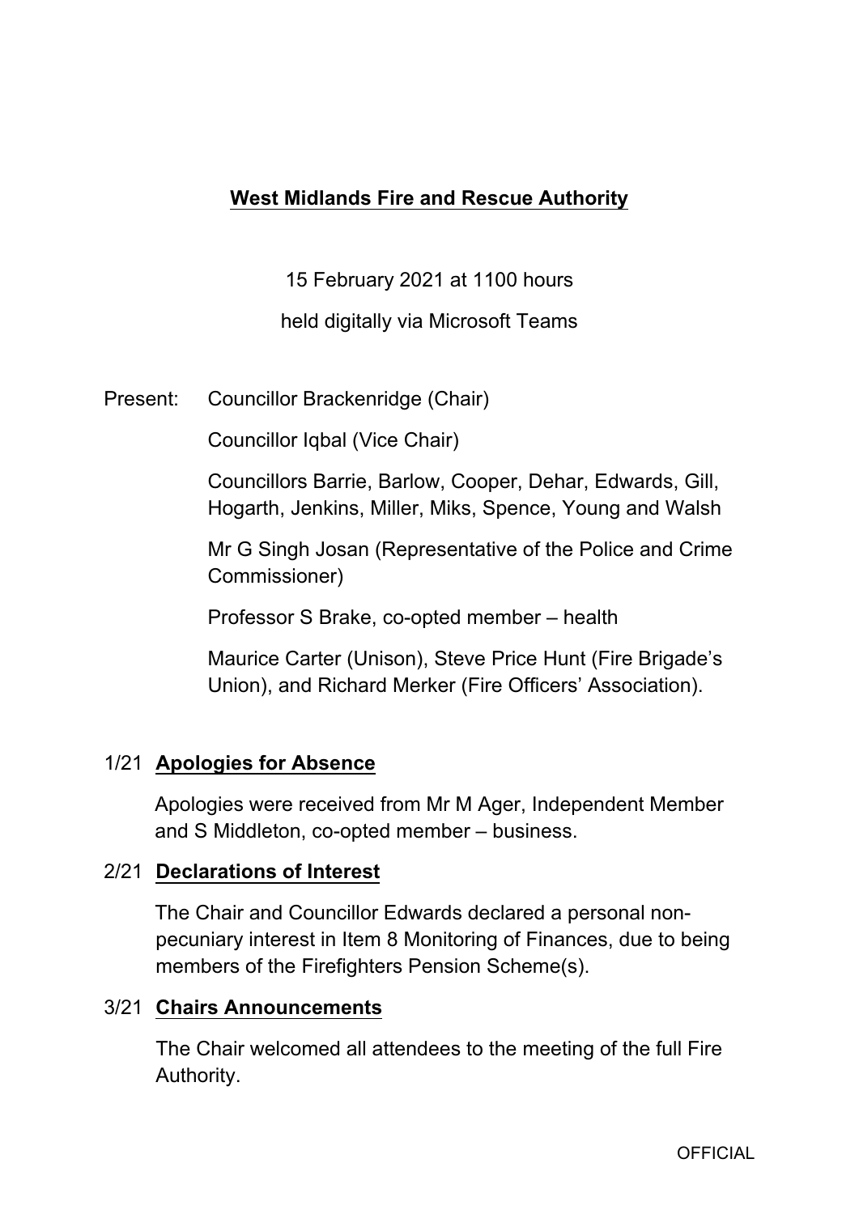# West Midlands Fire and Rescue Authority

15 February 2021 at 1100 hours

held digitally via Microsoft Teams

Present: Councillor Brackenridge (Chair)

Councillor Iqbal (Vice Chair)

Councillors Barrie, Barlow, Cooper, Dehar, Edwards, Gill, Hogarth, Jenkins, Miller, Miks, Spence, Young and Walsh

Mr G Singh Josan (Representative of the Police and Crime Commissioner)

Professor S Brake, co-opted member – health

Maurice Carter (Unison), Steve Price Hunt (Fire Brigade's Union), and Richard Merker (Fire Officers' Association).

## 1/21 Apologies for Absence

Apologies were received from Mr M Ager, Independent Member and S Middleton, co-opted member – business.

## 2/21 Declarations of Interest

The Chair and Councillor Edwards declared a personal non-pecuniary interest in Item 8 Monitoring of Finances, due to being members of the Firefighters Pension Scheme(s).

## 3/21 Chairs Announcements

The Chair welcomed all attendees to the meeting of the full Fire Authority.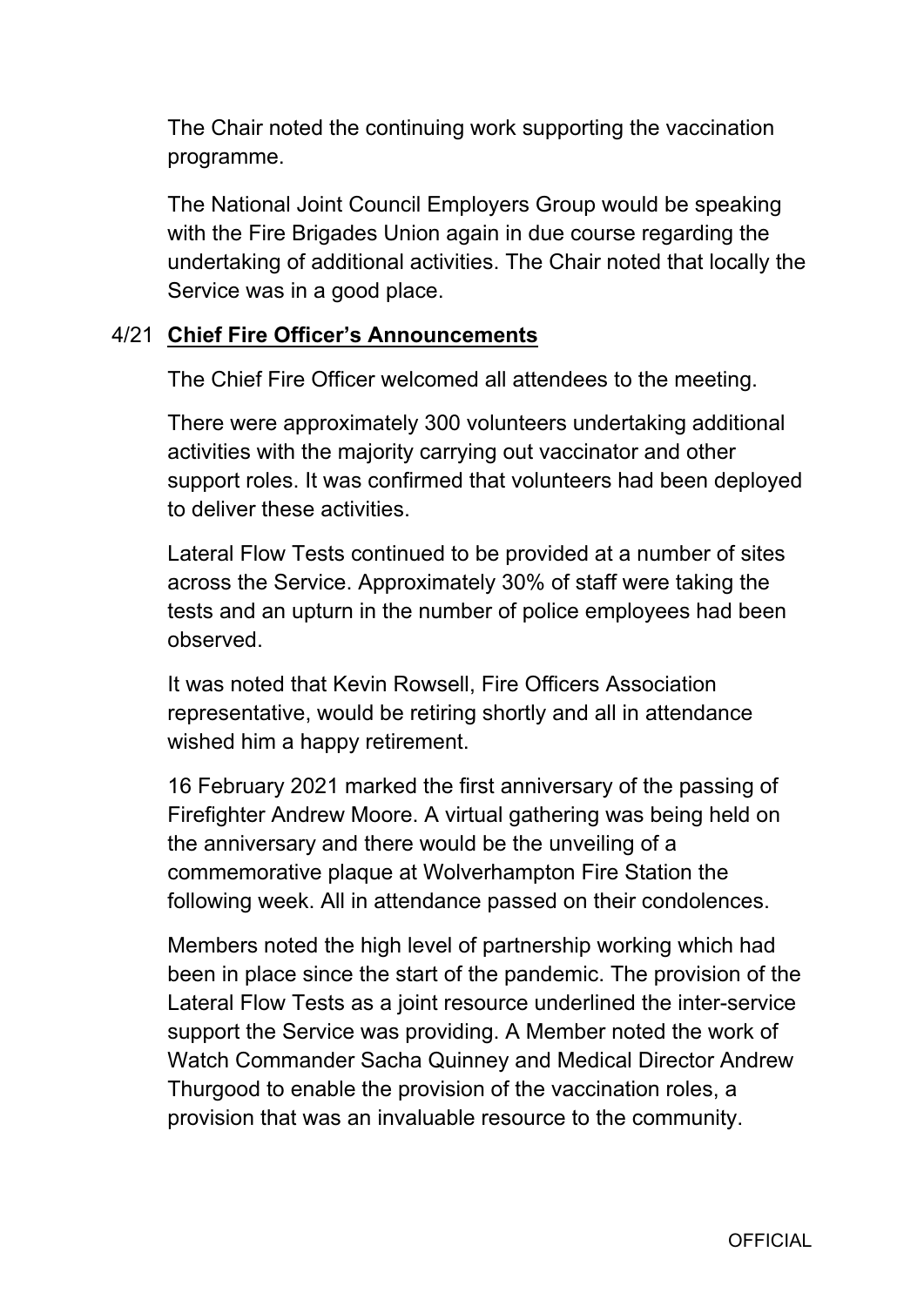The Chair noted the continuing work supporting the vaccination programme.

The National Joint Council Employers Group would be speaking with the Fire Brigades Union again in due course regarding the undertaking of additional activities. The Chair noted that locally the Service was in a good place.

## 4/21 **Chief Fire Officer's Announcements**

The Chief Fire Officer welcomed all attendees to the meeting.

There were approximately 300 volunteers undertaking additional activities with the majority carrying out vaccinator and other support roles. It was confirmed that volunteers had been deployed to deliver these activities.

Lateral Flow Tests continued to be provided at a number of sites across the Service. Approximately 30% of staff were taking the tests and an upturn in the number of police employees had been observed.

It was noted that Kevin Rowsell, Fire Officers Association representative, would be retiring shortly and all in attendance wished him a happy retirement.

16 February 2021 marked the first anniversary of the passing of Firefighter Andrew Moore. A virtual gathering was being held on the anniversary and there would be the unveiling of a commemorative plaque at Wolverhampton Fire Station the following week. All in attendance passed on their condolences.

Members noted the high level of partnership working which had been in place since the start of the pandemic. The provision of the Lateral Flow Tests as a joint resource underlined the inter-service support the Service was providing. A Member noted the work of Watch Commander Sacha Quinney and Medical Director Andrew Thurgood to enable the provision of the vaccination roles, a provision that was an invaluable resource to the community.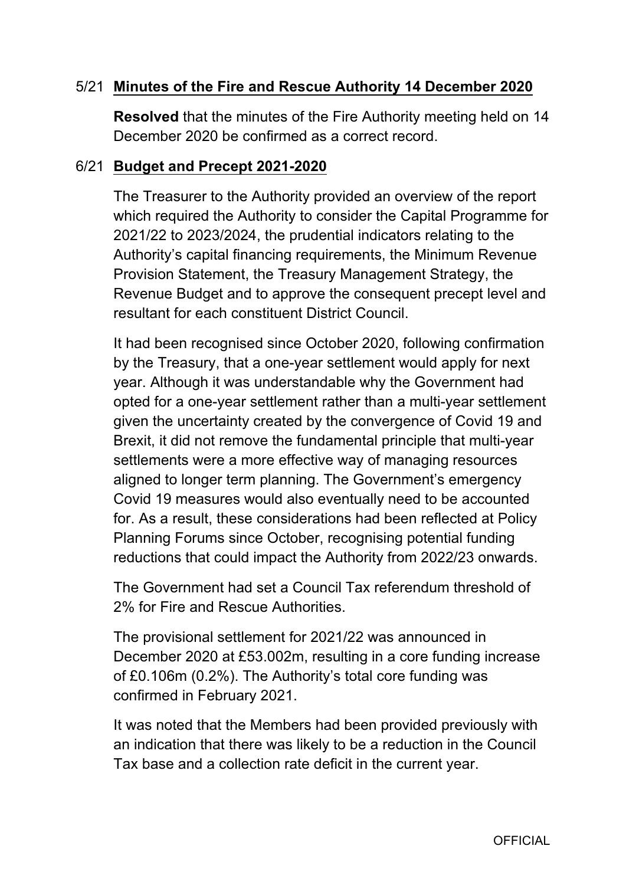5/21 **Minutes of the Fire and Rescue Authority 14 December 2020**

**Resolved** that the minutes of the Fire Authority meeting held on 14 December 2020 be confirmed as a correct record.

6/21 **Budget and Precept 2021-2020**

The Treasurer to the Authority provided an overview of the report which required the Authority to consider the Capital Programme for 2021/22 to 2023/2024, the prudential indicators relating to the Authority's capital financing requirements, the Minimum Revenue Provision Statement, the Treasury Management Strategy, the Revenue Budget and to approve the consequent precept level and resultant for each constituent District Council.

It had been recognised since October 2020, following confirmation by the Treasury, that a one-year settlement would apply for next year. Although it was understandable why the Government had opted for a one-year settlement rather than a multi-year settlement given the uncertainty created by the convergence of Covid 19 and Brexit, it did not remove the fundamental principle that multi-year settlements were a more effective way of managing resources aligned to longer term planning. The Government's emergency Covid 19 measures would also eventually need to be accounted for. As a result, these considerations had been reflected at Policy Planning Forums since October, recognising potential funding reductions that could impact the Authority from 2022/23 onwards.

The Government had set a Council Tax referendum threshold of 2% for Fire and Rescue Authorities.

The provisional settlement for 2021/22 was announced in December 2020 at £53.002m, resulting in a core funding increase of £0.106m (0.2%). The Authority's total core funding was confirmed in February 2021.

It was noted that the Members had been provided previously with an indication that there was likely to be a reduction in the Council Tax base and a collection rate deficit in the current year.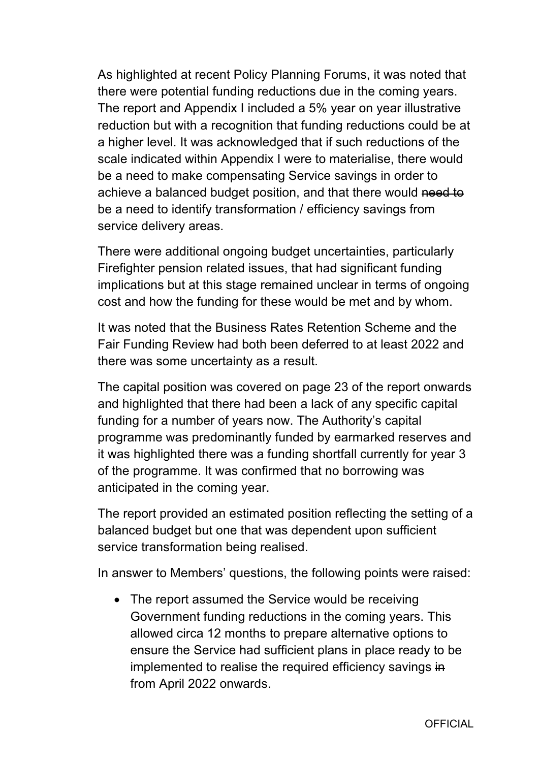As highlighted at recent Policy Planning Forums, it was noted that there were potential funding reductions due in the coming years. The report and Appendix I included a 5% year on year illustrative reduction but with a recognition that funding reductions could be at a higher level. It was acknowledged that if such reductions of the scale indicated within Appendix I were to materialise, there would be a need to make compensating Service savings in order to achieve a balanced budget position, and that there would ~~need to~~ be a need to identify transformation / efficiency savings from service delivery areas.

There were additional ongoing budget uncertainties, particularly Firefighter pension related issues, that had significant funding implications but at this stage remained unclear in terms of ongoing cost and how the funding for these would be met and by whom.

It was noted that the Business Rates Retention Scheme and the Fair Funding Review had both been deferred to at least 2022 and there was some uncertainty as a result.

The capital position was covered on page 23 of the report onwards and highlighted that there had been a lack of any specific capital funding for a number of years now. The Authority's capital programme was predominantly funded by earmarked reserves and it was highlighted there was a funding shortfall currently for year 3 of the programme. It was confirmed that no borrowing was anticipated in the coming year.

The report provided an estimated position reflecting the setting of a balanced budget but one that was dependent upon sufficient service transformation being realised.

In answer to Members' questions, the following points were raised:

- The report assumed the Service would be receiving Government funding reductions in the coming years. This allowed circa 12 months to prepare alternative options to ensure the Service had sufficient plans in place ready to be implemented to realise the required efficiency savings ~~in~~ from April 2022 onwards.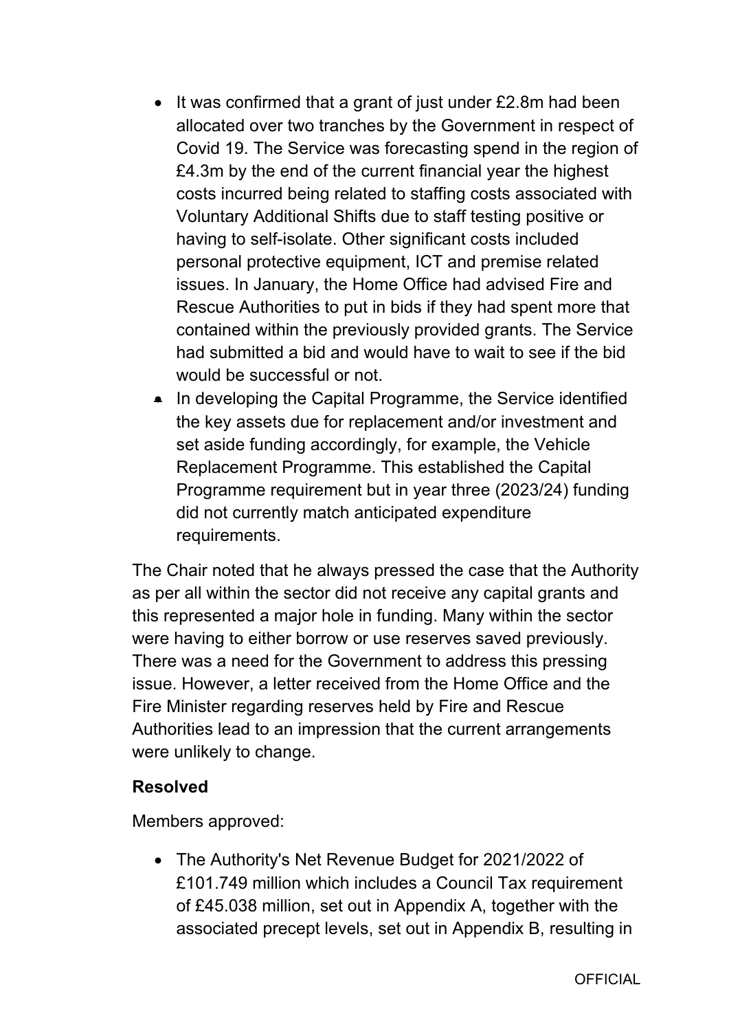- It was confirmed that a grant of just under £2.8m had been allocated over two tranches by the Government in respect of Covid 19. The Service was forecasting spend in the region of £4.3m by the end of the current financial year the highest costs incurred being related to staffing costs associated with Voluntary Additional Shifts due to staff testing positive or having to self-isolate. Other significant costs included personal protective equipment, ICT and premise related issues. In January, the Home Office had advised Fire and Rescue Authorities to put in bids if they had spent more that contained within the previously provided grants. The Service had submitted a bid and would have to wait to see if the bid would be successful or not.
- In developing the Capital Programme, the Service identified the key assets due for replacement and/or investment and set aside funding accordingly, for example, the Vehicle Replacement Programme. This established the Capital Programme requirement but in year three (2023/24) funding did not currently match anticipated expenditure requirements.

The Chair noted that he always pressed the case that the Authority as per all within the sector did not receive any capital grants and this represented a major hole in funding. Many within the sector were having to either borrow or use reserves saved previously. There was a need for the Government to address this pressing issue. However, a letter received from the Home Office and the Fire Minister regarding reserves held by Fire and Rescue Authorities lead to an impression that the current arrangements were unlikely to change.

**Resolved**

Members approved:

- The Authority's Net Revenue Budget for 2021/2022 of £101.749 million which includes a Council Tax requirement of £45.038 million, set out in Appendix A, together with the associated precept levels, set out in Appendix B, resulting in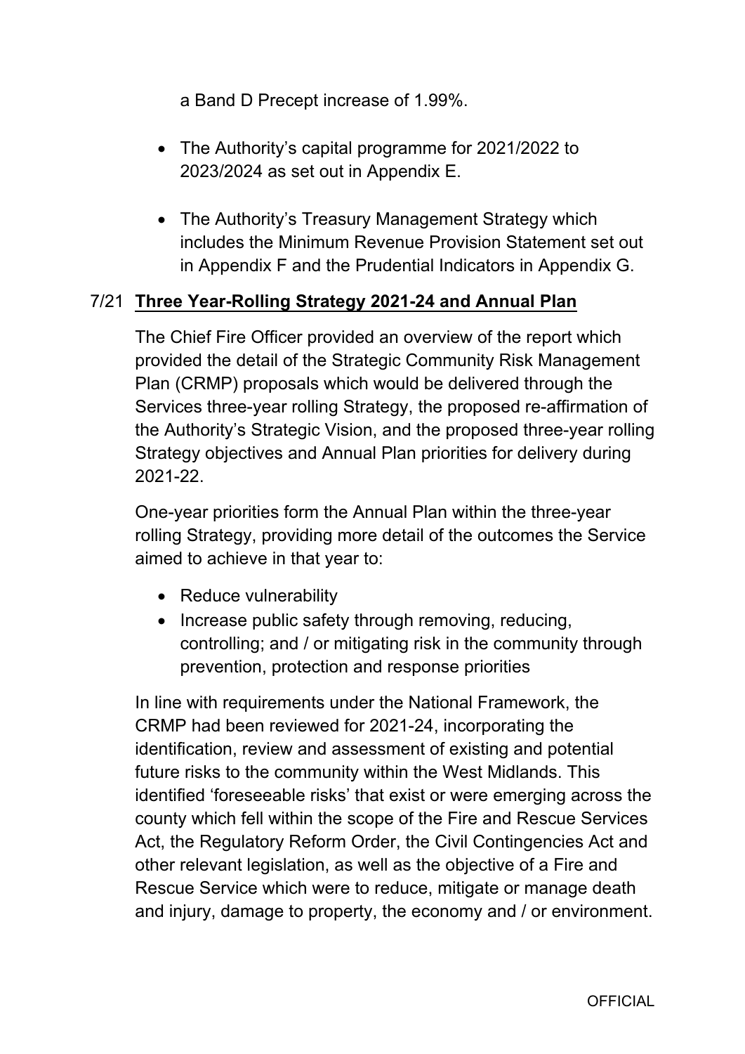a Band D Precept increase of 1.99%.

- The Authority's capital programme for 2021/2022 to 2023/2024 as set out in Appendix E.
- The Authority's Treasury Management Strategy which includes the Minimum Revenue Provision Statement set out in Appendix F and the Prudential Indicators in Appendix G.

7/21 **Three Year-Rolling Strategy 2021-24 and Annual Plan**

The Chief Fire Officer provided an overview of the report which provided the detail of the Strategic Community Risk Management Plan (CRMP) proposals which would be delivered through the Services three-year rolling Strategy, the proposed re-affirmation of the Authority's Strategic Vision, and the proposed three-year rolling Strategy objectives and Annual Plan priorities for delivery during 2021-22.

One-year priorities form the Annual Plan within the three-year rolling Strategy, providing more detail of the outcomes the Service aimed to achieve in that year to:

- Reduce vulnerability
- Increase public safety through removing, reducing, controlling; and / or mitigating risk in the community through prevention, protection and response priorities

In line with requirements under the National Framework, the CRMP had been reviewed for 2021-24, incorporating the identification, review and assessment of existing and potential future risks to the community within the West Midlands. This identified 'foreseeable risks' that exist or were emerging across the county which fell within the scope of the Fire and Rescue Services Act, the Regulatory Reform Order, the Civil Contingencies Act and other relevant legislation, as well as the objective of a Fire and Rescue Service which were to reduce, mitigate or manage death and injury, damage to property, the economy and / or environment.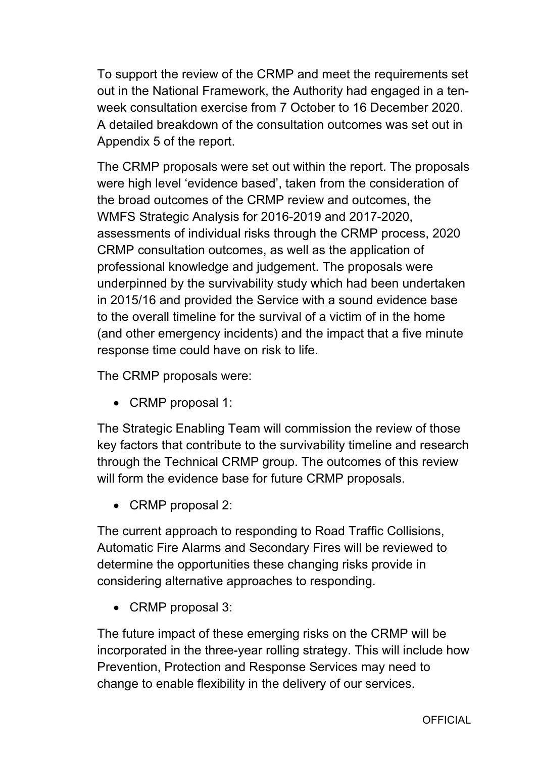To support the review of the CRMP and meet the requirements set out in the National Framework, the Authority had engaged in a ten-week consultation exercise from 7 October to 16 December 2020. A detailed breakdown of the consultation outcomes was set out in Appendix 5 of the report.

The CRMP proposals were set out within the report. The proposals were high level 'evidence based', taken from the consideration of the broad outcomes of the CRMP review and outcomes, the WMFS Strategic Analysis for 2016-2019 and 2017-2020, assessments of individual risks through the CRMP process, 2020 CRMP consultation outcomes, as well as the application of professional knowledge and judgement. The proposals were underpinned by the survivability study which had been undertaken in 2015/16 and provided the Service with a sound evidence base to the overall timeline for the survival of a victim of in the home (and other emergency incidents) and the impact that a five minute response time could have on risk to life.

The CRMP proposals were:

- CRMP proposal 1:

The Strategic Enabling Team will commission the review of those key factors that contribute to the survivability timeline and research through the Technical CRMP group. The outcomes of this review will form the evidence base for future CRMP proposals.

- CRMP proposal 2:

The current approach to responding to Road Traffic Collisions, Automatic Fire Alarms and Secondary Fires will be reviewed to determine the opportunities these changing risks provide in considering alternative approaches to responding.

- CRMP proposal 3:

The future impact of these emerging risks on the CRMP will be incorporated in the three-year rolling strategy. This will include how Prevention, Protection and Response Services may need to change to enable flexibility in the delivery of our services.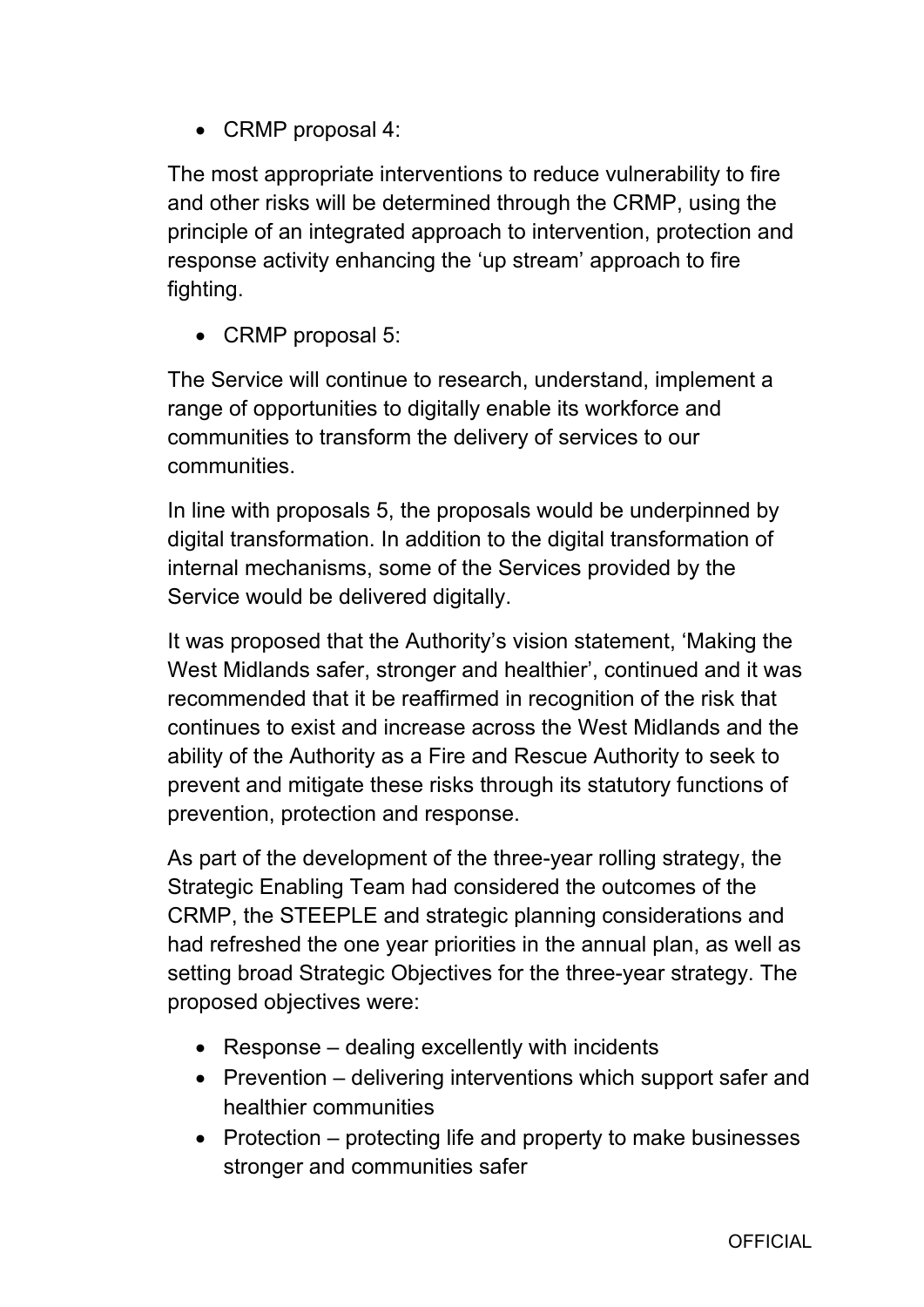- CRMP proposal 4:

The most appropriate interventions to reduce vulnerability to fire and other risks will be determined through the CRMP, using the principle of an integrated approach to intervention, protection and response activity enhancing the 'up stream' approach to fire fighting.

- CRMP proposal 5:

The Service will continue to research, understand, implement a range of opportunities to digitally enable its workforce and communities to transform the delivery of services to our communities.

In line with proposals 5, the proposals would be underpinned by digital transformation. In addition to the digital transformation of internal mechanisms, some of the Services provided by the Service would be delivered digitally.

It was proposed that the Authority's vision statement, 'Making the West Midlands safer, stronger and healthier', continued and it was recommended that it be reaffirmed in recognition of the risk that continues to exist and increase across the West Midlands and the ability of the Authority as a Fire and Rescue Authority to seek to prevent and mitigate these risks through its statutory functions of prevention, protection and response.

As part of the development of the three-year rolling strategy, the Strategic Enabling Team had considered the outcomes of the CRMP, the STEEPLE and strategic planning considerations and had refreshed the one year priorities in the annual plan, as well as setting broad Strategic Objectives for the three-year strategy. The proposed objectives were:

- Response – dealing excellently with incidents
- Prevention – delivering interventions which support safer and healthier communities
- Protection – protecting life and property to make businesses stronger and communities safer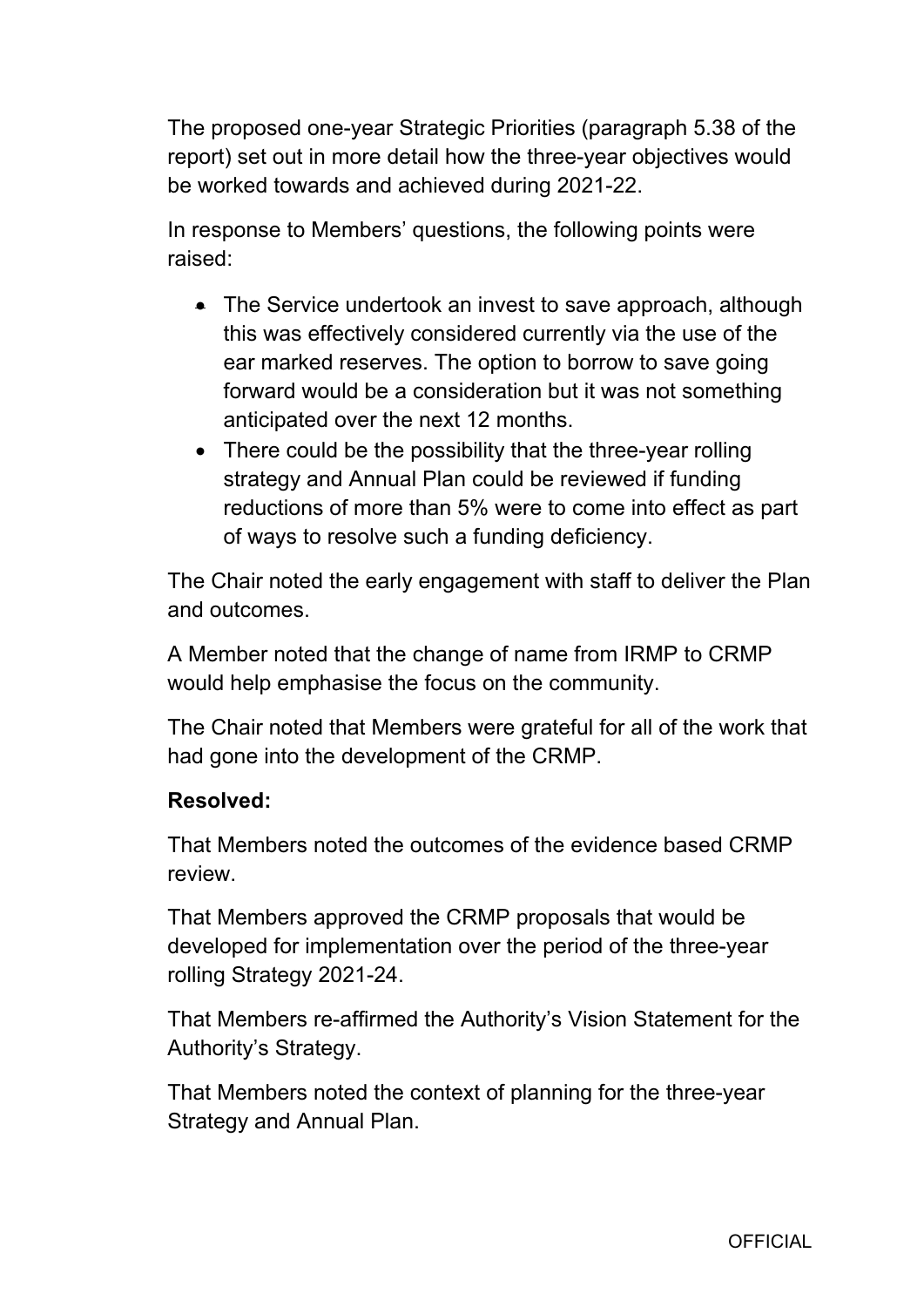The proposed one-year Strategic Priorities (paragraph 5.38 of the report) set out in more detail how the three-year objectives would be worked towards and achieved during 2021-22.

In response to Members' questions, the following points were raised:

- The Service undertook an invest to save approach, although this was effectively considered currently via the use of the ear marked reserves. The option to borrow to save going forward would be a consideration but it was not something anticipated over the next 12 months.
- There could be the possibility that the three-year rolling strategy and Annual Plan could be reviewed if funding reductions of more than 5% were to come into effect as part of ways to resolve such a funding deficiency.

The Chair noted the early engagement with staff to deliver the Plan and outcomes.

A Member noted that the change of name from IRMP to CRMP would help emphasise the focus on the community.

The Chair noted that Members were grateful for all of the work that had gone into the development of the CRMP.

**Resolved:**

That Members noted the outcomes of the evidence based CRMP review.

That Members approved the CRMP proposals that would be developed for implementation over the period of the three-year rolling Strategy 2021-24.

That Members re-affirmed the Authority's Vision Statement for the Authority's Strategy.

That Members noted the context of planning for the three-year Strategy and Annual Plan.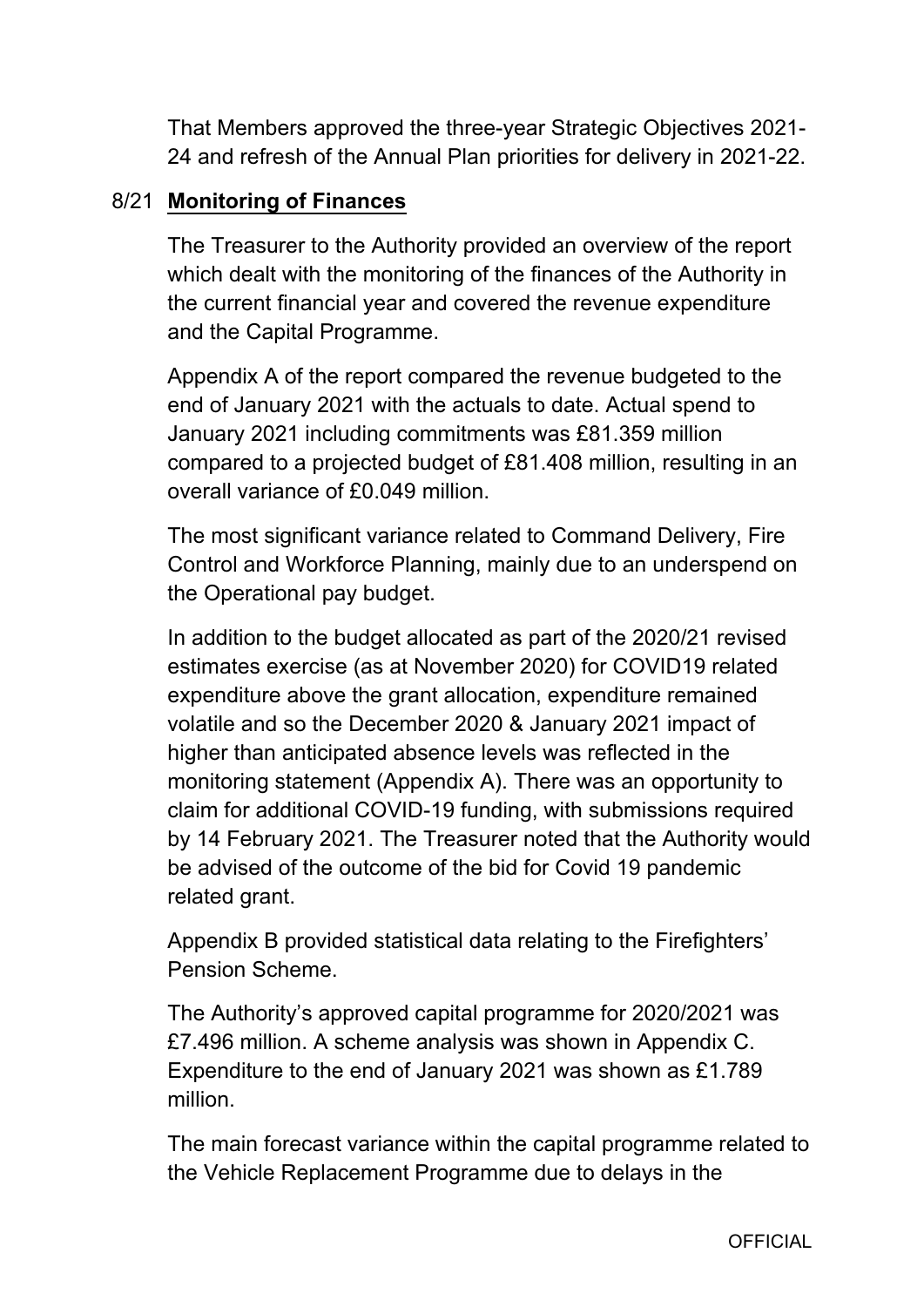That Members approved the three-year Strategic Objectives 2021-24 and refresh of the Annual Plan priorities for delivery in 2021-22.

## 8/21 **Monitoring of Finances**

The Treasurer to the Authority provided an overview of the report which dealt with the monitoring of the finances of the Authority in the current financial year and covered the revenue expenditure and the Capital Programme.

Appendix A of the report compared the revenue budgeted to the end of January 2021 with the actuals to date. Actual spend to January 2021 including commitments was £81.359 million compared to a projected budget of £81.408 million, resulting in an overall variance of £0.049 million.

The most significant variance related to Command Delivery, Fire Control and Workforce Planning, mainly due to an underspend on the Operational pay budget.

In addition to the budget allocated as part of the 2020/21 revised estimates exercise (as at November 2020) for COVID19 related expenditure above the grant allocation, expenditure remained volatile and so the December 2020 & January 2021 impact of higher than anticipated absence levels was reflected in the monitoring statement (Appendix A). There was an opportunity to claim for additional COVID-19 funding, with submissions required by 14 February 2021. The Treasurer noted that the Authority would be advised of the outcome of the bid for Covid 19 pandemic related grant.

Appendix B provided statistical data relating to the Firefighters' Pension Scheme.

The Authority's approved capital programme for 2020/2021 was £7.496 million. A scheme analysis was shown in Appendix C. Expenditure to the end of January 2021 was shown as £1.789 million.

The main forecast variance within the capital programme related to the Vehicle Replacement Programme due to delays in the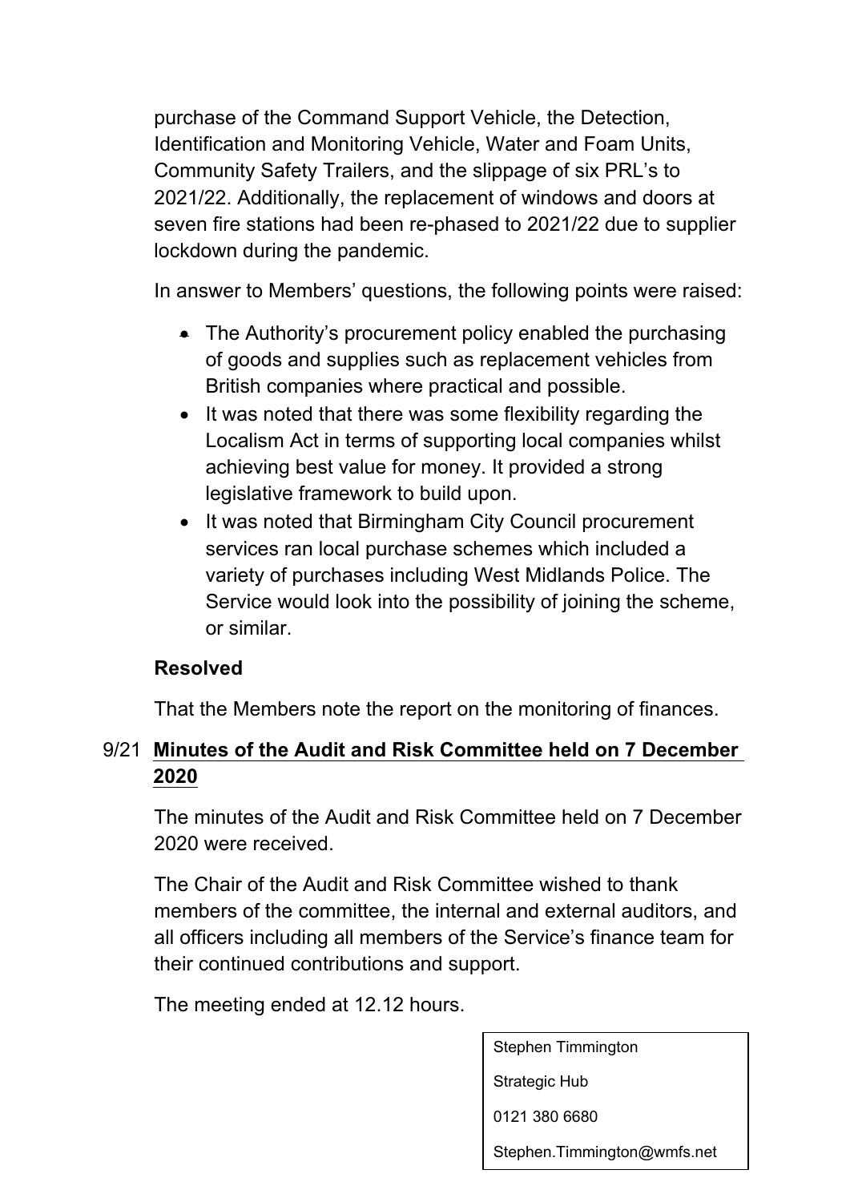purchase of the Command Support Vehicle, the Detection, Identification and Monitoring Vehicle, Water and Foam Units, Community Safety Trailers, and the slippage of six PRL's to 2021/22. Additionally, the replacement of windows and doors at seven fire stations had been re-phased to 2021/22 due to supplier lockdown during the pandemic.

In answer to Members' questions, the following points were raised:

- The Authority's procurement policy enabled the purchasing of goods and supplies such as replacement vehicles from British companies where practical and possible.
- It was noted that there was some flexibility regarding the Localism Act in terms of supporting local companies whilst achieving best value for money. It provided a strong legislative framework to build upon.
- It was noted that Birmingham City Council procurement services ran local purchase schemes which included a variety of purchases including West Midlands Police. The Service would look into the possibility of joining the scheme, or similar.

**Resolved**

That the Members note the report on the monitoring of finances.

9/21 **Minutes of the Audit and Risk Committee held on 7 December 2020**

The minutes of the Audit and Risk Committee held on 7 December 2020 were received.

The Chair of the Audit and Risk Committee wished to thank members of the committee, the internal and external auditors, and all officers including all members of the Service's finance team for their continued contributions and support.

The meeting ended at 12.12 hours.

Stephen Timmington

Strategic Hub

0121 380 6680

Stephen.Timmington@wmfs.net